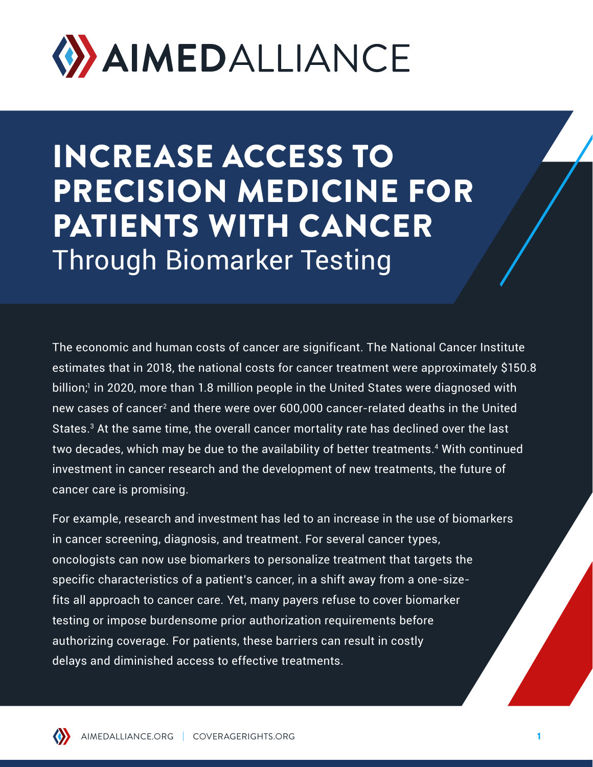# AIMEDALLIANCE

# INCREASE ACCESS TO PRECISION MEDICINE FOR PATIENTS WITH CANCER
## Through Biomarker Testing

The economic and human costs of cancer are significant. The National Cancer Institute estimates that in 2018, the national costs for cancer treatment were approximately $150.8 billion;[1] in 2020, more than 1.8 million people in the United States were diagnosed with new cases of cancer[2] and there were over 600,000 cancer-related deaths in the United States.[3] At the same time, the overall cancer mortality rate has declined over the last two decades, which may be due to the availability of better treatments.[4] With continued investment in cancer research and the development of new treatments, the future of cancer care is promising.

For example, research and investment has led to an increase in the use of biomarkers in cancer screening, diagnosis, and treatment. For several cancer types, oncologists can now use biomarkers to personalize treatment that targets the specific characteristics of a patient's cancer, in a shift away from a one-size-fits all approach to cancer care. Yet, many payers refuse to cover biomarker testing or impose burdensome prior authorization requirements before authorizing coverage. For patients, these barriers can result in costly delays and diminished access to effective treatments.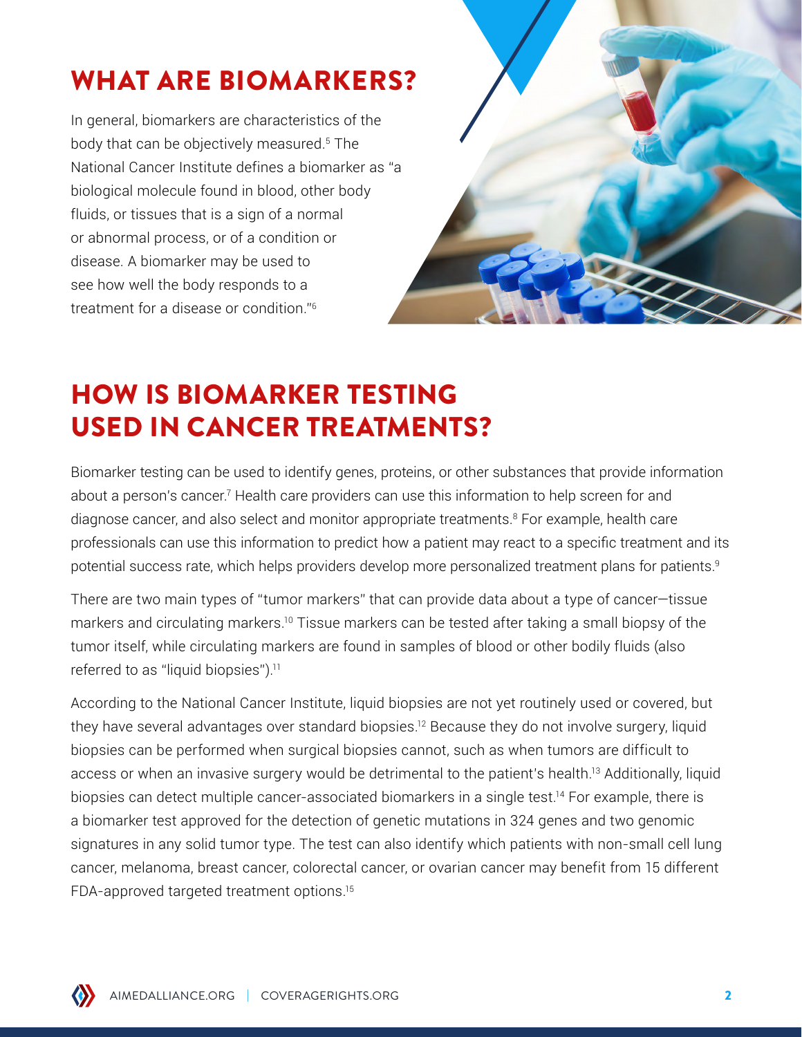## WHAT ARE BIOMARKERS?

In general, biomarkers are characteristics of the body that can be objectively measured.[5] The National Cancer Institute defines a biomarker as "a biological molecule found in blood, other body fluids, or tissues that is a sign of a normal or abnormal process, or of a condition or disease. A biomarker may be used to see how well the body responds to a treatment for a disease or condition."[6]

## HOW IS BIOMARKER TESTING USED IN CANCER TREATMENTS?

Biomarker testing can be used to identify genes, proteins, or other substances that provide information about a person's cancer.[7] Health care providers can use this information to help screen for and diagnose cancer, and also select and monitor appropriate treatments.[8] For example, health care professionals can use this information to predict how a patient may react to a specific treatment and its potential success rate, which helps providers develop more personalized treatment plans for patients.[9]

There are two main types of "tumor markers" that can provide data about a type of cancer—tissue markers and circulating markers.[10] Tissue markers can be tested after taking a small biopsy of the tumor itself, while circulating markers are found in samples of blood or other bodily fluids (also referred to as "liquid biopsies").[11]

According to the National Cancer Institute, liquid biopsies are not yet routinely used or covered, but they have several advantages over standard biopsies.[12] Because they do not involve surgery, liquid biopsies can be performed when surgical biopsies cannot, such as when tumors are difficult to access or when an invasive surgery would be detrimental to the patient's health.[13] Additionally, liquid biopsies can detect multiple cancer-associated biomarkers in a single test.[14] For example, there is a biomarker test approved for the detection of genetic mutations in 324 genes and two genomic signatures in any solid tumor type. The test can also identify which patients with non-small cell lung cancer, melanoma, breast cancer, colorectal cancer, or ovarian cancer may benefit from 15 different FDA-approved targeted treatment options.[15]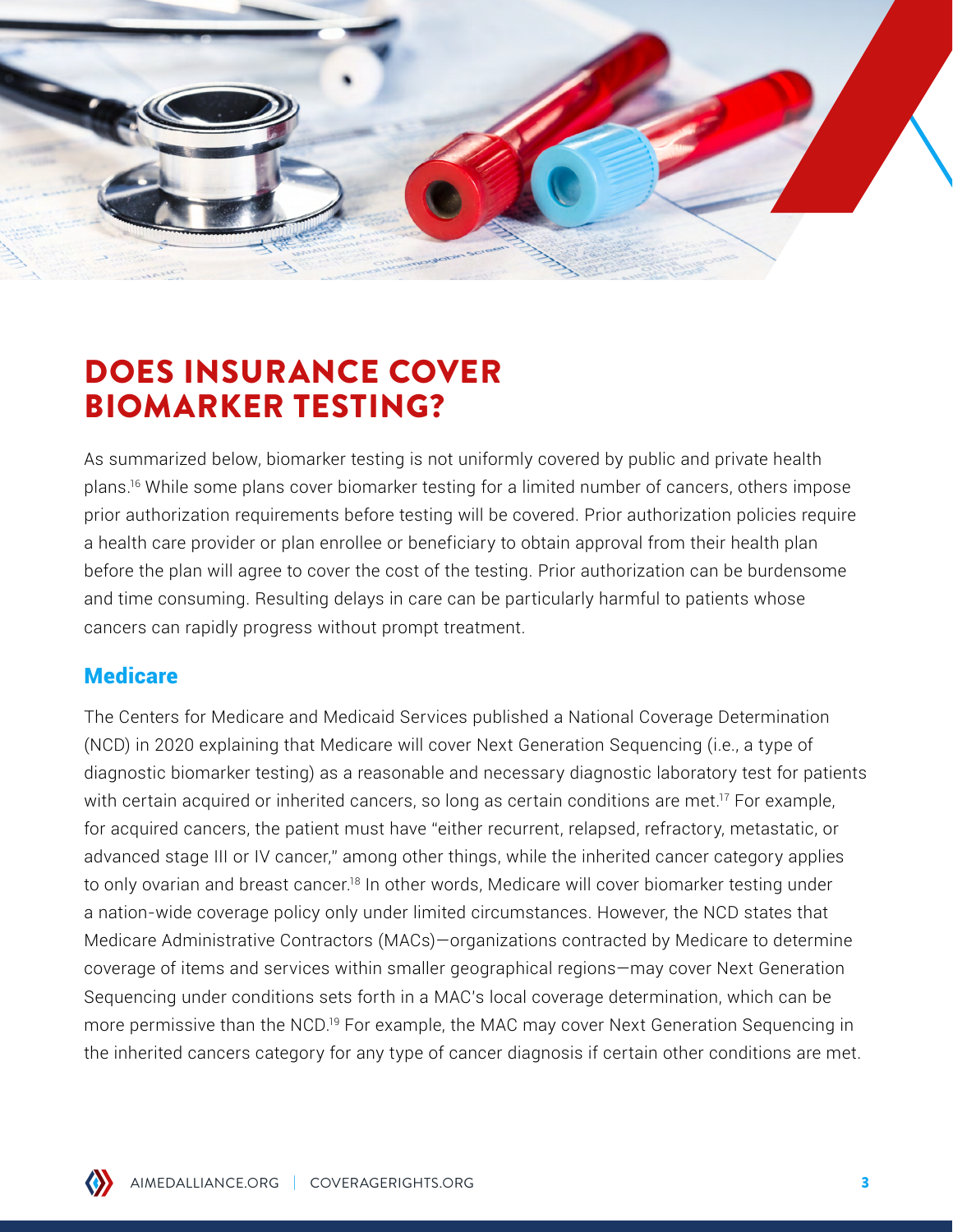# DOES INSURANCE COVER BIOMARKER TESTING?

As summarized below, biomarker testing is not uniformly covered by public and private health plans.[16] While some plans cover biomarker testing for a limited number of cancers, others impose prior authorization requirements before testing will be covered. Prior authorization policies require a health care provider or plan enrollee or beneficiary to obtain approval from their health plan before the plan will agree to cover the cost of the testing. Prior authorization can be burdensome and time consuming. Resulting delays in care can be particularly harmful to patients whose cancers can rapidly progress without prompt treatment.

## Medicare

The Centers for Medicare and Medicaid Services published a National Coverage Determination (NCD) in 2020 explaining that Medicare will cover Next Generation Sequencing (i.e., a type of diagnostic biomarker testing) as a reasonable and necessary diagnostic laboratory test for patients with certain acquired or inherited cancers, so long as certain conditions are met.[17] For example, for acquired cancers, the patient must have "either recurrent, relapsed, refractory, metastatic, or advanced stage III or IV cancer," among other things, while the inherited cancer category applies to only ovarian and breast cancer.[18] In other words, Medicare will cover biomarker testing under a nation-wide coverage policy only under limited circumstances. However, the NCD states that Medicare Administrative Contractors (MACs)—organizations contracted by Medicare to determine coverage of items and services within smaller geographical regions—may cover Next Generation Sequencing under conditions sets forth in a MAC's local coverage determination, which can be more permissive than the NCD.[19] For example, the MAC may cover Next Generation Sequencing in the inherited cancers category for any type of cancer diagnosis if certain other conditions are met.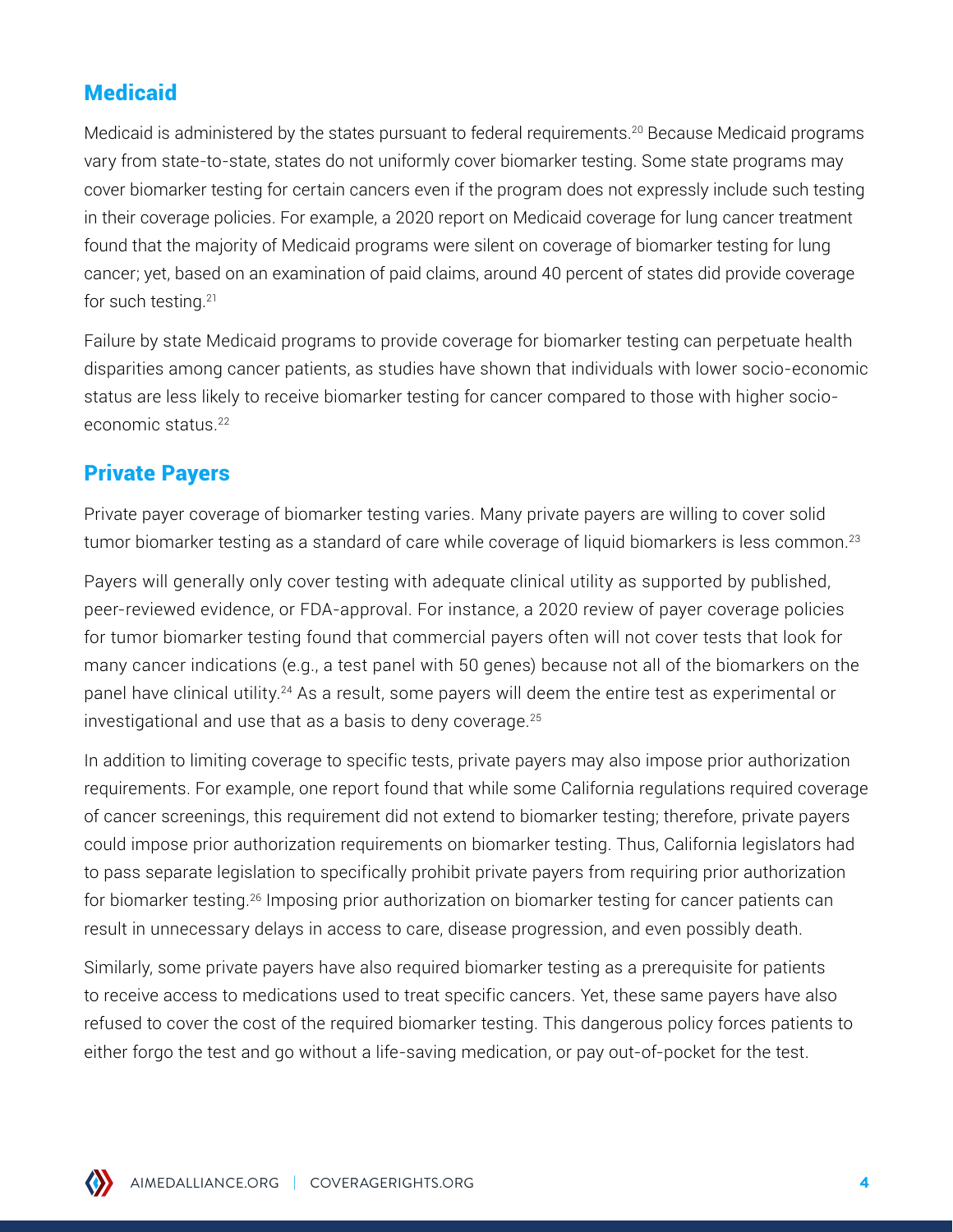## Medicaid

Medicaid is administered by the states pursuant to federal requirements.[20] Because Medicaid programs vary from state-to-state, states do not uniformly cover biomarker testing. Some state programs may cover biomarker testing for certain cancers even if the program does not expressly include such testing in their coverage policies. For example, a 2020 report on Medicaid coverage for lung cancer treatment found that the majority of Medicaid programs were silent on coverage of biomarker testing for lung cancer; yet, based on an examination of paid claims, around 40 percent of states did provide coverage for such testing.[21]

Failure by state Medicaid programs to provide coverage for biomarker testing can perpetuate health disparities among cancer patients, as studies have shown that individuals with lower socio-economic status are less likely to receive biomarker testing for cancer compared to those with higher socio-economic status.[22]

## Private Payers

Private payer coverage of biomarker testing varies. Many private payers are willing to cover solid tumor biomarker testing as a standard of care while coverage of liquid biomarkers is less common.[23]

Payers will generally only cover testing with adequate clinical utility as supported by published, peer-reviewed evidence, or FDA-approval. For instance, a 2020 review of payer coverage policies for tumor biomarker testing found that commercial payers often will not cover tests that look for many cancer indications (e.g., a test panel with 50 genes) because not all of the biomarkers on the panel have clinical utility.[24] As a result, some payers will deem the entire test as experimental or investigational and use that as a basis to deny coverage.[25]

In addition to limiting coverage to specific tests, private payers may also impose prior authorization requirements. For example, one report found that while some California regulations required coverage of cancer screenings, this requirement did not extend to biomarker testing; therefore, private payers could impose prior authorization requirements on biomarker testing. Thus, California legislators had to pass separate legislation to specifically prohibit private payers from requiring prior authorization for biomarker testing.[26] Imposing prior authorization on biomarker testing for cancer patients can result in unnecessary delays in access to care, disease progression, and even possibly death.

Similarly, some private payers have also required biomarker testing as a prerequisite for patients to receive access to medications used to treat specific cancers. Yet, these same payers have also refused to cover the cost of the required biomarker testing. This dangerous policy forces patients to either forgo the test and go without a life-saving medication, or pay out-of-pocket for the test.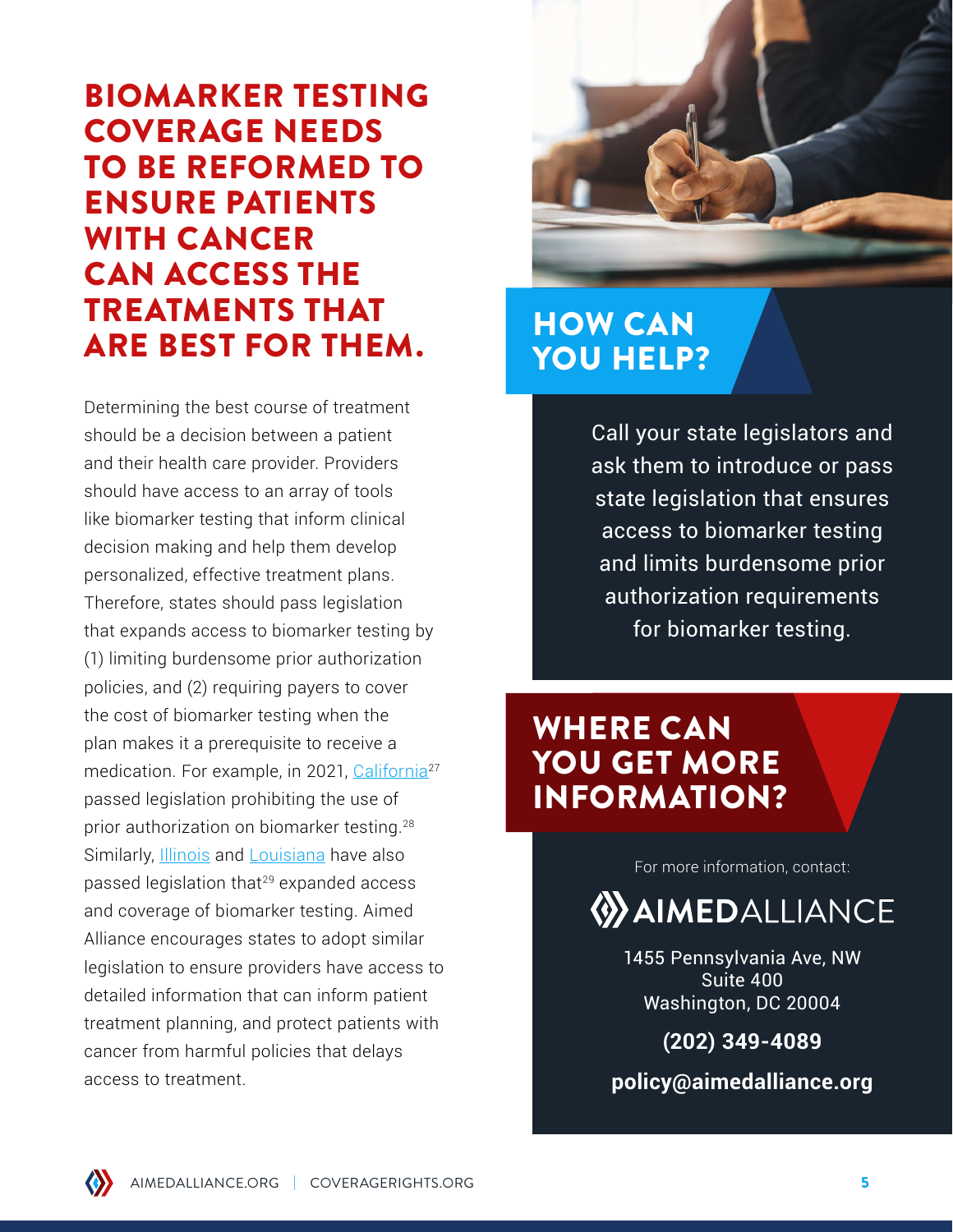# BIOMARKER TESTING COVERAGE NEEDS TO BE REFORMED TO ENSURE PATIENTS WITH CANCER CAN ACCESS THE TREATMENTS THAT ARE BEST FOR THEM.

Determining the best course of treatment should be a decision between a patient and their health care provider. Providers should have access to an array of tools like biomarker testing that inform clinical decision making and help them develop personalized, effective treatment plans. Therefore, states should pass legislation that expands access to biomarker testing by (1) limiting burdensome prior authorization policies, and (2) requiring payers to cover the cost of biomarker testing when the plan makes it a prerequisite to receive a medication. For example, in 2021, California[27] passed legislation prohibiting the use of prior authorization on biomarker testing.[28] Similarly, Illinois and Louisiana have also passed legislation that[29] expanded access and coverage of biomarker testing. Aimed Alliance encourages states to adopt similar legislation to ensure providers have access to detailed information that can inform patient treatment planning, and protect patients with cancer from harmful policies that delays access to treatment.

## HOW CAN YOU HELP?

Call your state legislators and ask them to introduce or pass state legislation that ensures access to biomarker testing and limits burdensome prior authorization requirements for biomarker testing.

## WHERE CAN YOU GET MORE INFORMATION?

For more information, contact:

**AIMEDALLIANCE**

1455 Pennsylvania Ave, NW
Suite 400
Washington, DC 20004

**(202) 349-4089**

**policy@aimedalliance.org**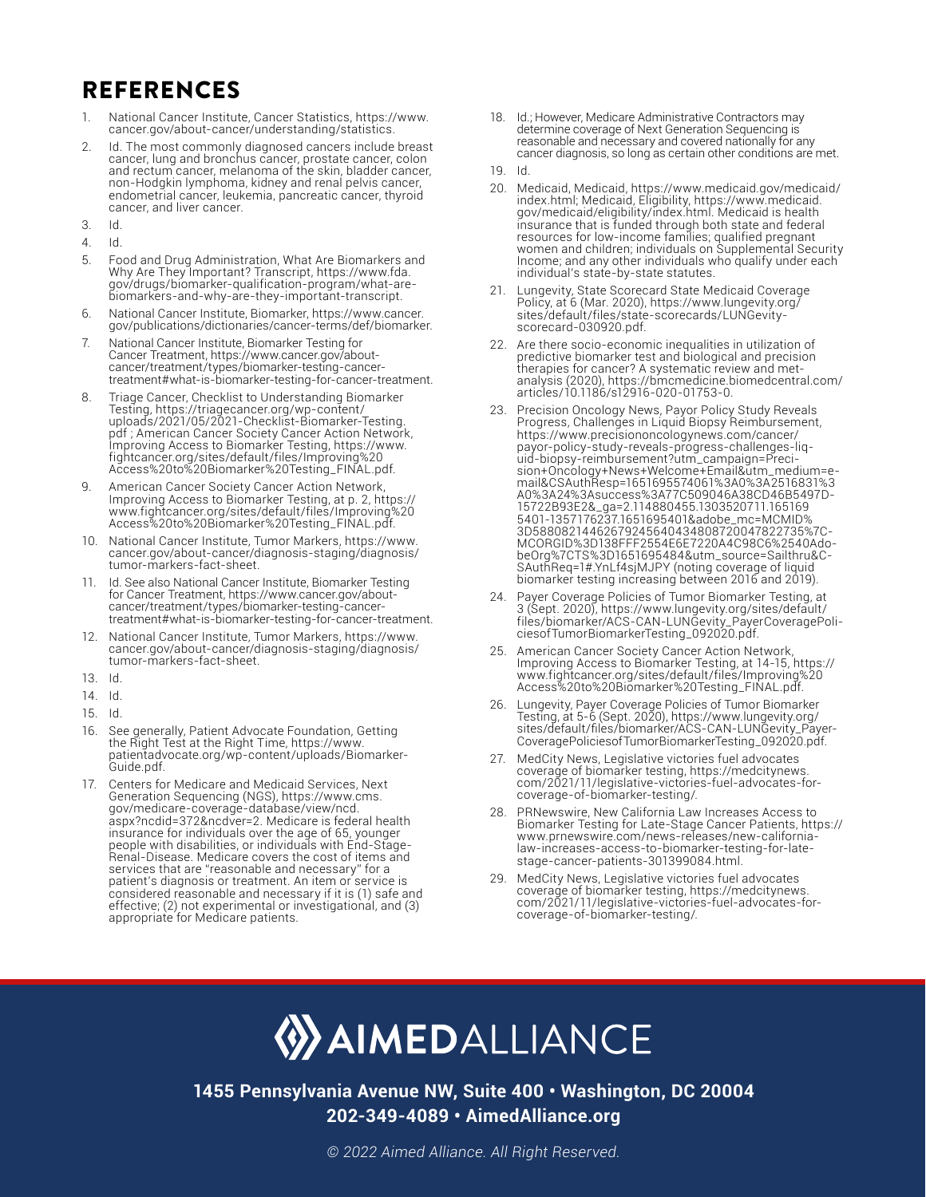# REFERENCES

1. National Cancer Institute, Cancer Statistics, https://www.cancer.gov/about-cancer/understanding/statistics.
2. Id. The most commonly diagnosed cancers include breast cancer, lung and bronchus cancer, prostate cancer, colon and rectum cancer, melanoma of the skin, bladder cancer, non-Hodgkin lymphoma, kidney and renal pelvis cancer, endometrial cancer, leukemia, pancreatic cancer, thyroid cancer, and liver cancer.
3. Id.
4. Id.
5. Food and Drug Administration, What Are Biomarkers and Why Are They Important? Transcript, https://www.fda.gov/drugs/biomarker-qualification-program/what-are-biomarkers-and-why-are-they-important-transcript.
6. National Cancer Institute, Biomarker, https://www.cancer.gov/publications/dictionaries/cancer-terms/def/biomarker.
7. National Cancer Institute, Biomarker Testing for Cancer Treatment, https://www.cancer.gov/about-cancer/treatment/types/biomarker-testing-cancer-treatment#what-is-biomarker-testing-for-cancer-treatment.
8. Triage Cancer, Checklist to Understanding Biomarker Testing, https://triagecancer.org/wp-content/uploads/2021/05/2021-Checklist-Biomarker-Testing.pdf ; American Cancer Society Cancer Action Network, Improving Access to Biomarker Testing, https://www.fightcancer.org/sites/default/files/Improving%20Access%20to%20Biomarker%20Testing_FINAL.pdf.
9. American Cancer Society Cancer Action Network, Improving Access to Biomarker Testing, at p. 2, https://www.fightcancer.org/sites/default/files/Improving%20Access%20to%20Biomarker%20Testing_FINAL.pdf.
10. National Cancer Institute, Tumor Markers, https://www.cancer.gov/about-cancer/diagnosis-staging/diagnosis/tumor-markers-fact-sheet.
11. Id. See also National Cancer Institute, Biomarker Testing for Cancer Treatment, https://www.cancer.gov/about-cancer/treatment/types/biomarker-testing-cancer-treatment#what-is-biomarker-testing-for-cancer-treatment.
12. National Cancer Institute, Tumor Markers, https://www.cancer.gov/about-cancer/diagnosis-staging/diagnosis/tumor-markers-fact-sheet.
13. Id.
14. Id.
15. Id.
16. See generally, Patient Advocate Foundation, Getting the Right Test at the Right Time, https://www.patientadvocate.org/wp-content/uploads/Biomarker-Guide.pdf.
17. Centers for Medicare and Medicaid Services, Next Generation Sequencing (NGS), https://www.cms.gov/medicare-coverage-database/view/ncd.aspx?ncdid=372&ncdver=2. Medicare is federal health insurance for individuals over the age of 65, younger people with disabilities, or individuals with End-Stage-Renal-Disease. Medicare covers the cost of items and services that are "reasonable and necessary" for a patient's diagnosis or treatment. An item or service is considered reasonable and necessary if it is (1) safe and effective; (2) not experimental or investigational, and (3) appropriate for Medicare patients.
18. Id.; However, Medicare Administrative Contractors may determine coverage of Next Generation Sequencing is reasonable and necessary and covered nationally for any cancer diagnosis, so long as certain other conditions are met.
19. Id.
20. Medicaid, Medicaid, https://www.medicaid.gov/medicaid/index.html; Medicaid, Eligibility, https://www.medicaid.gov/medicaid/eligibility/index.html. Medicaid is health insurance that is funded through both state and federal resources for low-income families; qualified pregnant women and children; individuals on Supplemental Security Income; and any other individuals who qualify under each individual's state-by-state statutes.
21. Lungevity, State Scorecard State Medicaid Coverage Policy, at 6 (Mar. 2020), https://www.lungevity.org/sites/default/files/state-scorecards/LUNGevity-scorecard-030920.pdf.
22. Are there socio-economic inequalities in utilization of predictive biomarker test and biological and precision therapies for cancer? A systematic review and met-analysis (2020), https://bmcmedicine.biomedcentral.com/articles/10.1186/s12916-020-01753-0.
23. Precision Oncology News, Payor Policy Study Reveals Progress, Challenges in Liquid Biopsy Reimbursement, https://www.precisiononcologynews.com/cancer/payor-policy-study-reveals-progress-challenges-liquid-biopsy-reimbursement?utm_campaign=Precision+Oncology+News+Welcome+Email&utm_medium=email&CSAuthResp=1651695574061%3A0%3A2516831%3A0%3A24%3Asuccess%3A77C509046A38CD46B5497D15722B93E2&_ga=2.114880455.1303520711.1651695401-1357176237.1651695401&adobe_mc=MCMID%3D58808214462679245640434808720047822735%7CMCORGID%3D138FFF2554E6E7220A4C98C6%2540AdobeOrg%7CTS%3D1651695484&utm_source=Sailthru&CSAuthReq=1#.YnLf4sjMJPY (noting coverage of liquid biomarker testing increasing between 2016 and 2019).
24. Payer Coverage Policies of Tumor Biomarker Testing, at 3 (Sept. 2020), https://www.lungevity.org/sites/default/files/biomarker/ACS-CAN-LUNGevity_PayerCoveragePoliciesofTumorBiomarkerTesting_092020.pdf.
25. American Cancer Society Cancer Action Network, Improving Access to Biomarker Testing, at 14-15, https://www.fightcancer.org/sites/default/files/Improving%20Access%20to%20Biomarker%20Testing_FINAL.pdf.
26. Lungevity, Payer Coverage Policies of Tumor Biomarker Testing, at 5-6 (Sept. 2020), https://www.lungevity.org/sites/default/files/biomarker/ACS-CAN-LUNGevity_PayerCoveragePoliciesofTumorBiomarkerTesting_092020.pdf.
27. MedCity News, Legislative victories fuel advocates coverage of biomarker testing, https://medcitynews.com/2021/11/legislative-victories-fuel-advocates-for-coverage-of-biomarker-testing/.
28. PRNewswire, New California Law Increases Access to Biomarker Testing for Late-Stage Cancer Patients, https://www.prnewswire.com/news-releases/new-california-law-increases-access-to-biomarker-testing-for-late-stage-cancer-patients-301399084.html.
29. MedCity News, Legislative victories fuel advocates coverage of biomarker testing, https://medcitynews.com/2021/11/legislative-victories-fuel-advocates-for-coverage-of-biomarker-testing/.

**AIMED ALLIANCE**

**1455 Pennsylvania Avenue NW, Suite 400 • Washington, DC 20004**
**202-349-4089 • AimedAlliance.org**

*© 2022 Aimed Alliance. All Right Reserved.*